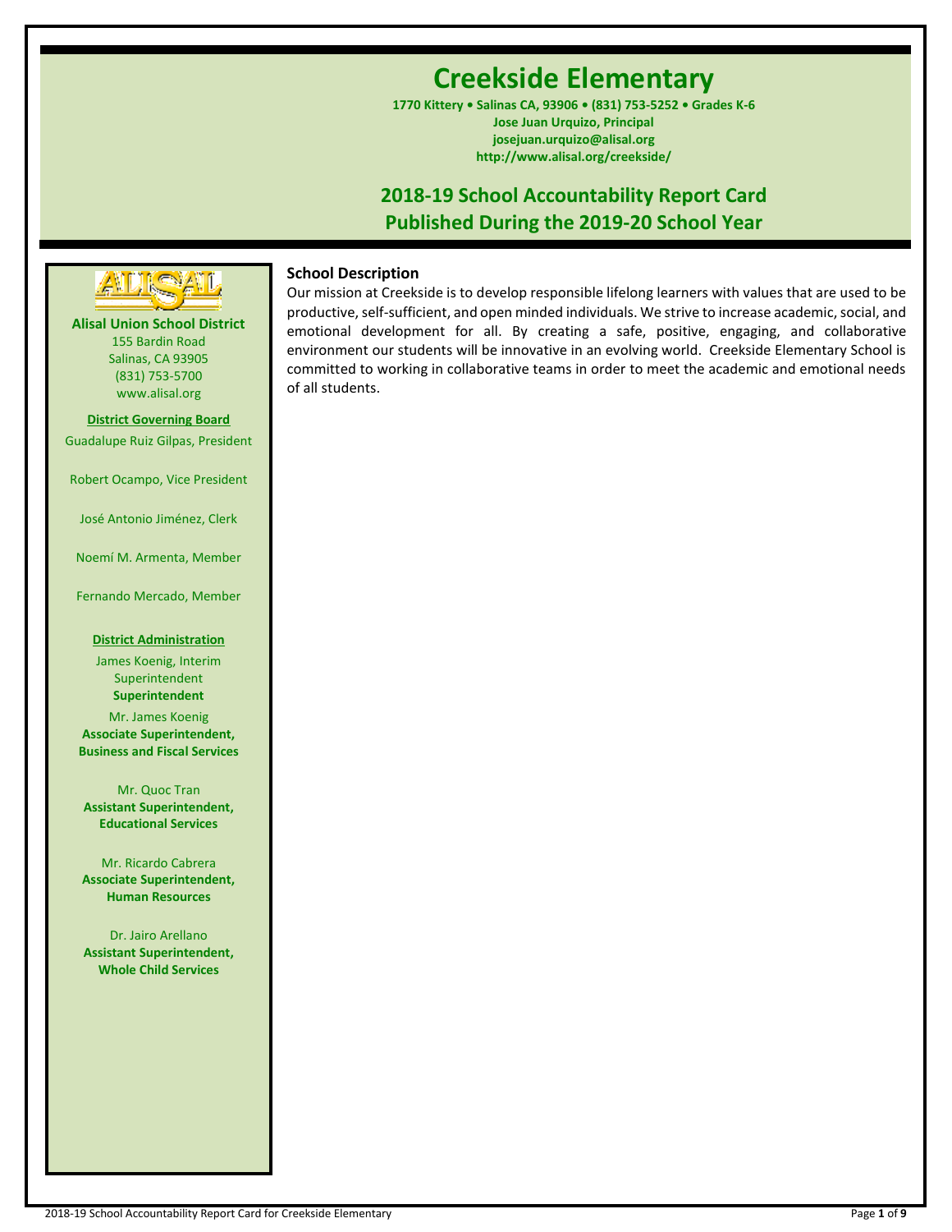# Creekside Elementary

**1770 Kittery • Salinas CA, 93906 • (831) 753-5252 • Grades K-6**
**Jose Juan Urquizo, Principal**
**josejuan.urquizo@alisal.org**
**http://www.alisal.org/creekside/**

## 2018-19 School Accountability Report Card
## Published During the 2019-20 School Year

**Alisal Union School District**
155 Bardin Road
Salinas, CA 93905
(831) 753-5700
www.alisal.org

**District Governing Board**

Guadalupe Ruiz Gilpas, President

Robert Ocampo, Vice President

José Antonio Jiménez, Clerk

Noemí M. Armenta, Member

Fernando Mercado, Member

**District Administration**

James Koenig, Interim Superintendent
**Superintendent**

Mr. James Koenig
**Associate Superintendent, Business and Fiscal Services**

Mr. Quoc Tran
**Assistant Superintendent, Educational Services**

Mr. Ricardo Cabrera
**Associate Superintendent, Human Resources**

Dr. Jairo Arellano
**Assistant Superintendent, Whole Child Services**

### School Description

Our mission at Creekside is to develop responsible lifelong learners with values that are used to be productive, self-sufficient, and open minded individuals. We strive to increase academic, social, and emotional development for all. By creating a safe, positive, engaging, and collaborative environment our students will be innovative in an evolving world. Creekside Elementary School is committed to working in collaborative teams in order to meet the academic and emotional needs of all students.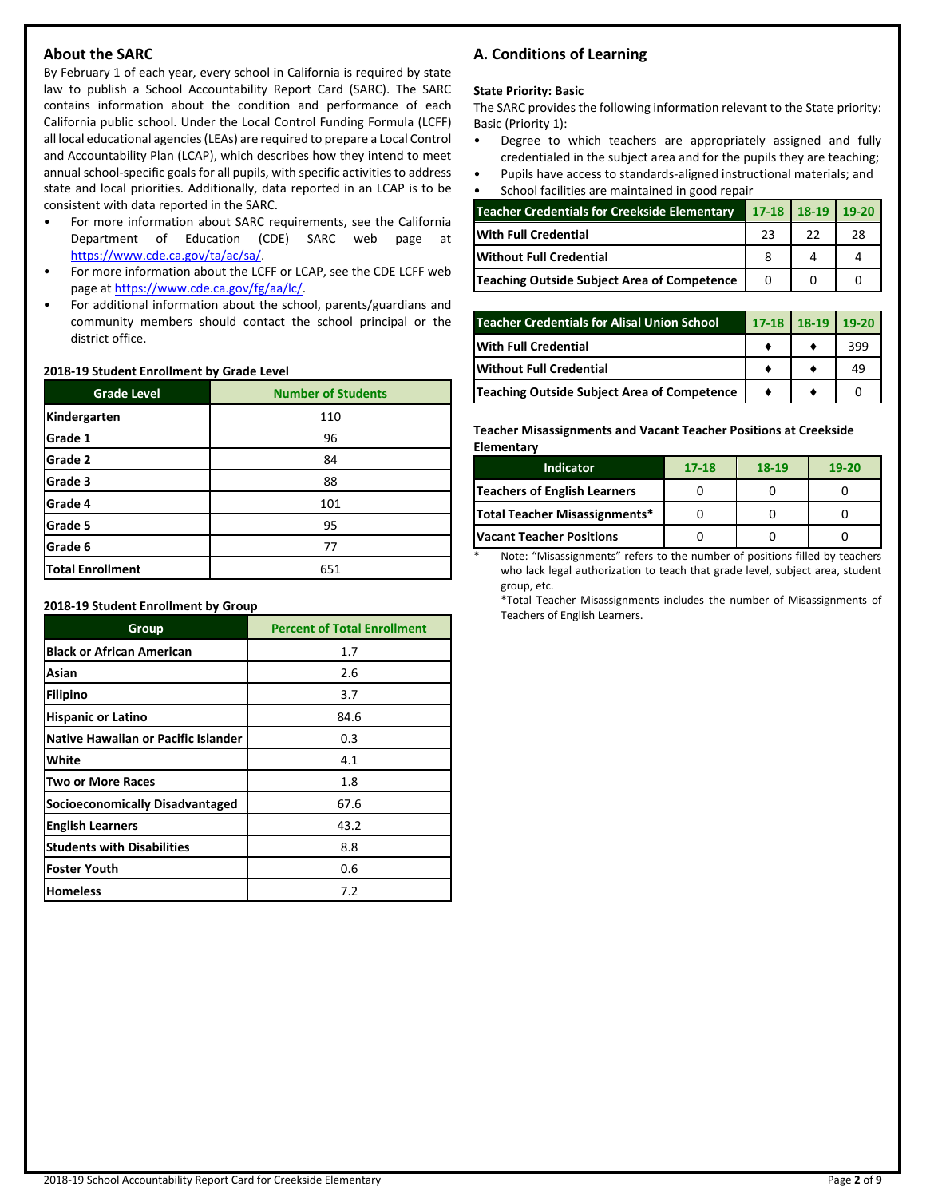## About the SARC

By February 1 of each year, every school in California is required by state law to publish a School Accountability Report Card (SARC). The SARC contains information about the condition and performance of each California public school. Under the Local Control Funding Formula (LCFF) all local educational agencies (LEAs) are required to prepare a Local Control and Accountability Plan (LCAP), which describes how they intend to meet annual school-specific goals for all pupils, with specific activities to address state and local priorities. Additionally, data reported in an LCAP is to be consistent with data reported in the SARC.

- For more information about SARC requirements, see the California Department of Education (CDE) SARC web page at https://www.cde.ca.gov/ta/ac/sa/.
- For more information about the LCFF or LCAP, see the CDE LCFF web page at https://www.cde.ca.gov/fg/aa/lc/.
- For additional information about the school, parents/guardians and community members should contact the school principal or the district office.

**2018-19 Student Enrollment by Grade Level**

| Grade Level | Number of Students |
|---|---|
| Kindergarten | 110 |
| Grade 1 | 96 |
| Grade 2 | 84 |
| Grade 3 | 88 |
| Grade 4 | 101 |
| Grade 5 | 95 |
| Grade 6 | 77 |
| Total Enrollment | 651 |

**2018-19 Student Enrollment by Group**

| Group | Percent of Total Enrollment |
|---|---|
| Black or African American | 1.7 |
| Asian | 2.6 |
| Filipino | 3.7 |
| Hispanic or Latino | 84.6 |
| Native Hawaiian or Pacific Islander | 0.3 |
| White | 4.1 |
| Two or More Races | 1.8 |
| Socioeconomically Disadvantaged | 67.6 |
| English Learners | 43.2 |
| Students with Disabilities | 8.8 |
| Foster Youth | 0.6 |
| Homeless | 7.2 |

## A. Conditions of Learning

**State Priority: Basic**

The SARC provides the following information relevant to the State priority: Basic (Priority 1):

- Degree to which teachers are appropriately assigned and fully credentialed in the subject area and for the pupils they are teaching;
- Pupils have access to standards-aligned instructional materials; and
- School facilities are maintained in good repair

| Teacher Credentials for Creekside Elementary | 17-18 | 18-19 | 19-20 |
|---|---|---|---|
| With Full Credential | 23 | 22 | 28 |
| Without Full Credential | 8 | 4 | 4 |
| Teaching Outside Subject Area of Competence | 0 | 0 | 0 |

| Teacher Credentials for Alisal Union School | 17-18 | 18-19 | 19-20 |
|---|---|---|---|
| With Full Credential | ♦ | ♦ | 399 |
| Without Full Credential | ♦ | ♦ | 49 |
| Teaching Outside Subject Area of Competence | ♦ | ♦ | 0 |

**Teacher Misassignments and Vacant Teacher Positions at Creekside Elementary**

| Indicator | 17-18 | 18-19 | 19-20 |
|---|---|---|---|
| Teachers of English Learners | 0 | 0 | 0 |
| Total Teacher Misassignments* | 0 | 0 | 0 |
| Vacant Teacher Positions | 0 | 0 | 0 |

\* Note: "Misassignments" refers to the number of positions filled by teachers who lack legal authorization to teach that grade level, subject area, student group, etc.

*Total Teacher Misassignments includes the number of Misassignments of Teachers of English Learners.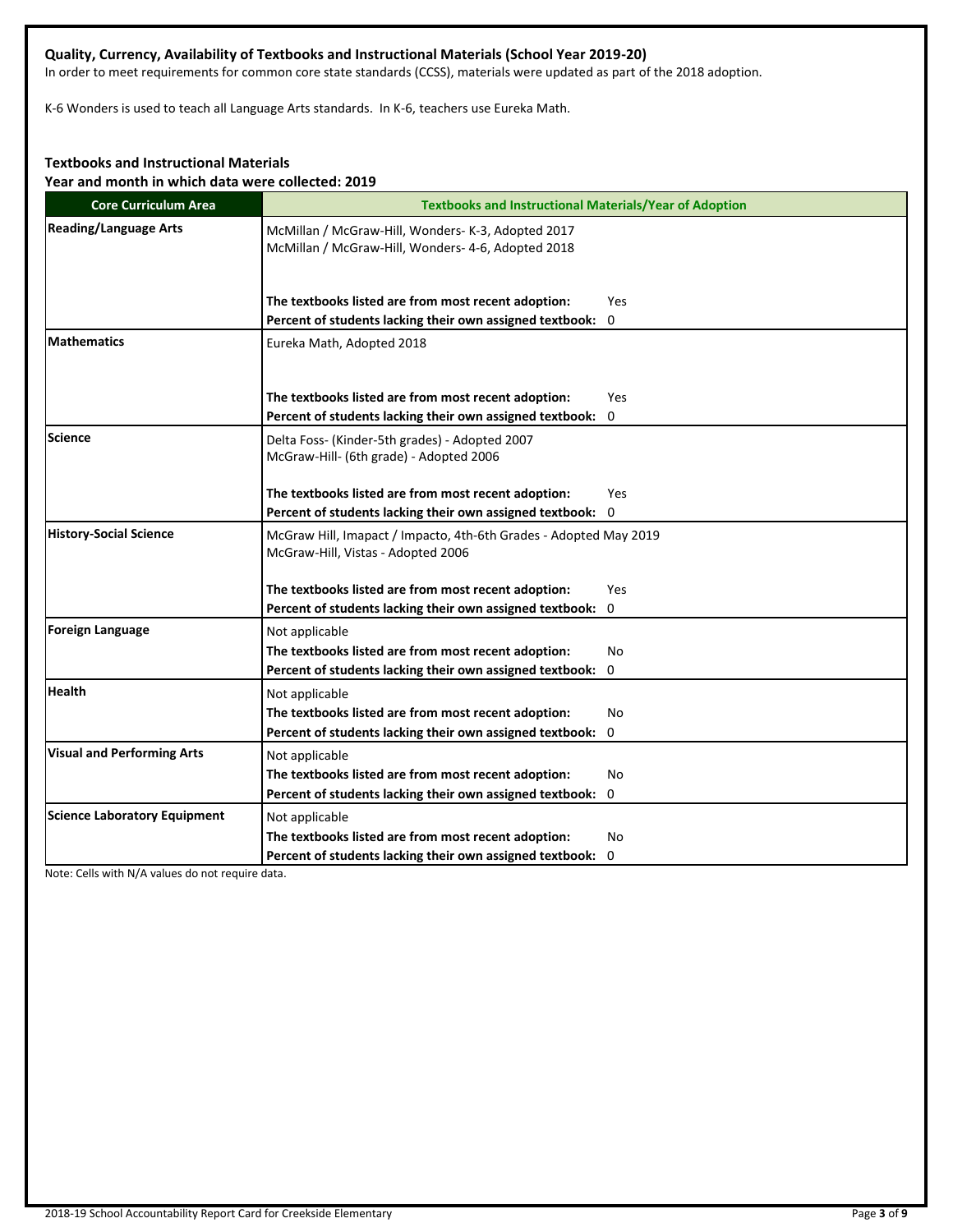**Quality, Currency, Availability of Textbooks and Instructional Materials (School Year 2019-20)**

In order to meet requirements for common core state standards (CCSS), materials were updated as part of the 2018 adoption.

K-6 Wonders is used to teach all Language Arts standards. In K-6, teachers use Eureka Math.

**Textbooks and Instructional Materials**

**Year and month in which data were collected: 2019**

| Core Curriculum Area | Textbooks and Instructional Materials/Year of Adoption |
|---|---|
| **Reading/Language Arts** | McMillan / McGraw-Hill, Wonders- K-3, Adopted 2017<br>McMillan / McGraw-Hill, Wonders- 4-6, Adopted 2018<br><br>**The textbooks listed are from most recent adoption:** Yes<br>**Percent of students lacking their own assigned textbook:** 0 |
| **Mathematics** | Eureka Math, Adopted 2018<br><br>**The textbooks listed are from most recent adoption:** Yes<br>**Percent of students lacking their own assigned textbook:** 0 |
| **Science** | Delta Foss- (Kinder-5th grades) - Adopted 2007<br>McGraw-Hill- (6th grade) - Adopted 2006<br><br>**The textbooks listed are from most recent adoption:** Yes<br>**Percent of students lacking their own assigned textbook:** 0 |
| **History-Social Science** | McGraw Hill, Imapact / Impacto, 4th-6th Grades - Adopted May 2019<br>McGraw-Hill, Vistas - Adopted 2006<br><br>**The textbooks listed are from most recent adoption:** Yes<br>**Percent of students lacking their own assigned textbook:** 0 |
| **Foreign Language** | Not applicable<br>**The textbooks listed are from most recent adoption:** No<br>**Percent of students lacking their own assigned textbook:** 0 |
| **Health** | Not applicable<br>**The textbooks listed are from most recent adoption:** No<br>**Percent of students lacking their own assigned textbook:** 0 |
| **Visual and Performing Arts** | Not applicable<br>**The textbooks listed are from most recent adoption:** No<br>**Percent of students lacking their own assigned textbook:** 0 |
| **Science Laboratory Equipment** | Not applicable<br>**The textbooks listed are from most recent adoption:** No<br>**Percent of students lacking their own assigned textbook:** 0 |

Note: Cells with N/A values do not require data.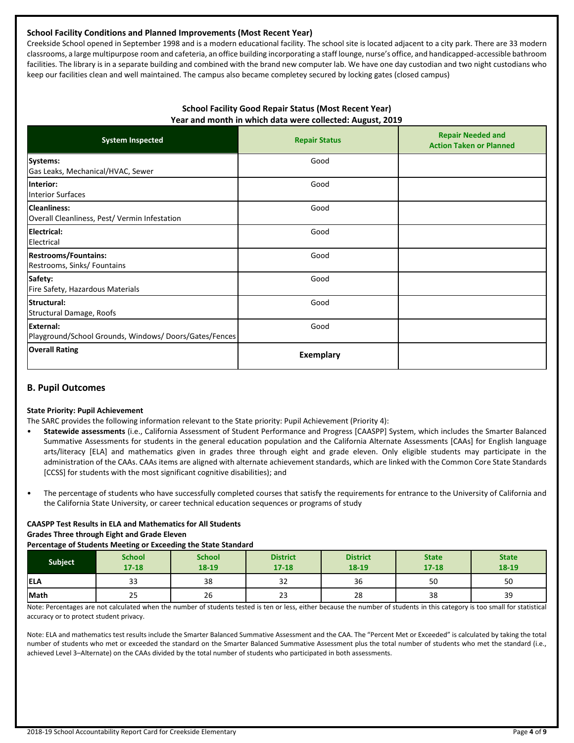**School Facility Conditions and Planned Improvements (Most Recent Year)**

Creekside School opened in September 1998 and is a modern educational facility. The school site is located adjacent to a city park. There are 33 modern classrooms, a large multipurpose room and cafeteria, an office building incorporating a staff lounge, nurse's office, and handicapped-accessible bathroom facilities. The library is in a separate building and combined with the brand new computer lab. We have one day custodian and two night custodians who keep our facilities clean and well maintained. The campus also became completey secured by locking gates (closed campus)

**School Facility Good Repair Status (Most Recent Year)**
**Year and month in which data were collected: August, 2019**

| System Inspected | Repair Status | Repair Needed and Action Taken or Planned |
|---|---|---|
| **Systems:** Gas Leaks, Mechanical/HVAC, Sewer | Good | |
| **Interior:** Interior Surfaces | Good | |
| **Cleanliness:** Overall Cleanliness, Pest/ Vermin Infestation | Good | |
| **Electrical:** Electrical | Good | |
| **Restrooms/Fountains:** Restrooms, Sinks/ Fountains | Good | |
| **Safety:** Fire Safety, Hazardous Materials | Good | |
| **Structural:** Structural Damage, Roofs | Good | |
| **External:** Playground/School Grounds, Windows/ Doors/Gates/Fences | Good | |
| **Overall Rating** | **Exemplary** | |

## B. Pupil Outcomes

**State Priority: Pupil Achievement**

The SARC provides the following information relevant to the State priority: Pupil Achievement (Priority 4):

- **Statewide assessments** (i.e., California Assessment of Student Performance and Progress [CAASPP] System, which includes the Smarter Balanced Summative Assessments for students in the general education population and the California Alternate Assessments [CAAs] for English language arts/literacy [ELA] and mathematics given in grades three through eight and grade eleven. Only eligible students may participate in the administration of the CAAs. CAAs items are aligned with alternate achievement standards, which are linked with the Common Core State Standards [CCSS] for students with the most significant cognitive disabilities); and
- The percentage of students who have successfully completed courses that satisfy the requirements for entrance to the University of California and the California State University, or career technical education sequences or programs of study

**CAASPP Test Results in ELA and Mathematics for All Students**
**Grades Three through Eight and Grade Eleven**
**Percentage of Students Meeting or Exceeding the State Standard**

| Subject | School 17-18 | School 18-19 | District 17-18 | District 18-19 | State 17-18 | State 18-19 |
|---|---|---|---|---|---|---|
| **ELA** | 33 | 38 | 32 | 36 | 50 | 50 |
| **Math** | 25 | 26 | 23 | 28 | 38 | 39 |

Note: Percentages are not calculated when the number of students tested is ten or less, either because the number of students in this category is too small for statistical accuracy or to protect student privacy.

Note: ELA and mathematics test results include the Smarter Balanced Summative Assessment and the CAA. The "Percent Met or Exceeded" is calculated by taking the total number of students who met or exceeded the standard on the Smarter Balanced Summative Assessment plus the total number of students who met the standard (i.e., achieved Level 3–Alternate) on the CAAs divided by the total number of students who participated in both assessments.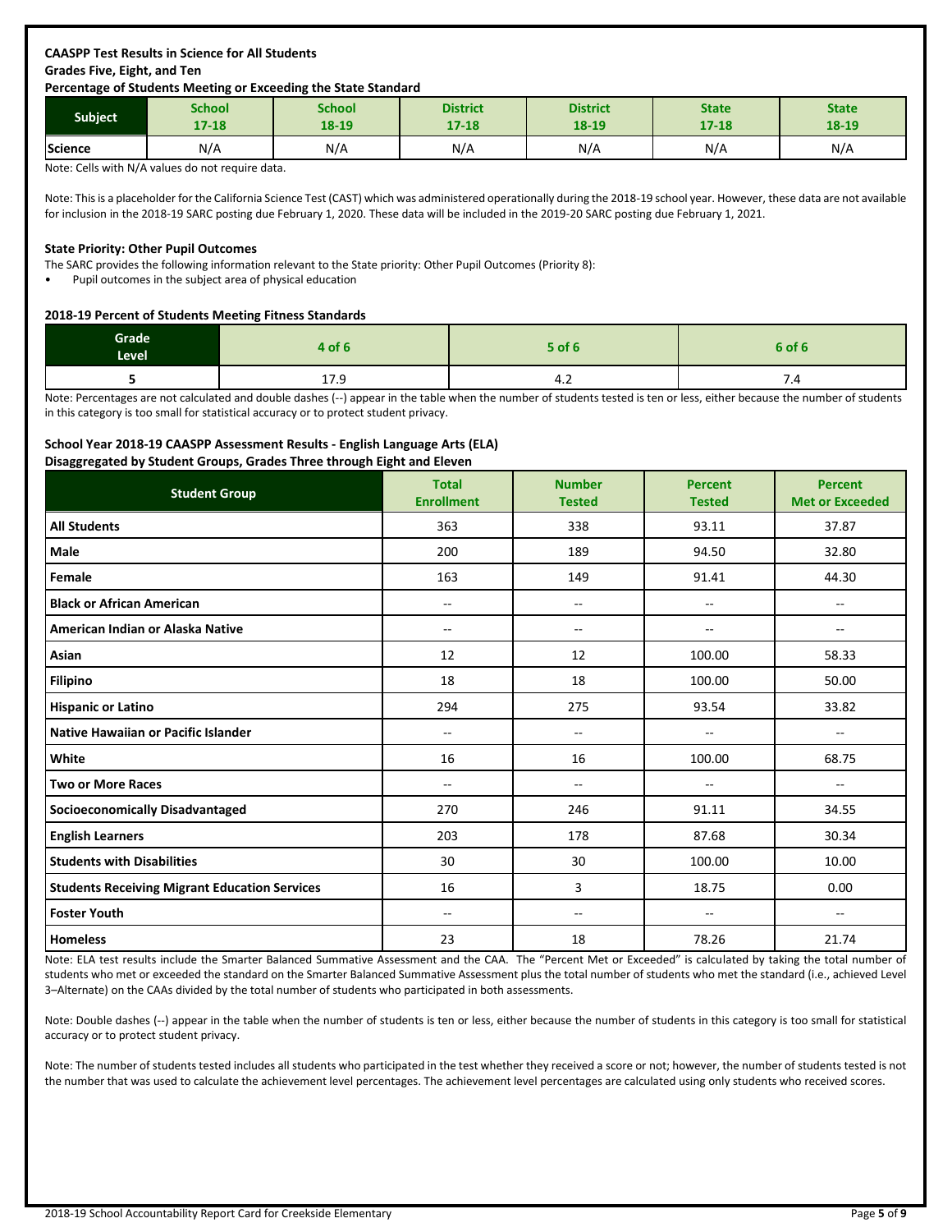**CAASPP Test Results in Science for All Students**
**Grades Five, Eight, and Ten**
**Percentage of Students Meeting or Exceeding the State Standard**

| Subject | School 17-18 | School 18-19 | District 17-18 | District 18-19 | State 17-18 | State 18-19 |
|---|---|---|---|---|---|---|
| Science | N/A | N/A | N/A | N/A | N/A | N/A |

Note: Cells with N/A values do not require data.

Note: This is a placeholder for the California Science Test (CAST) which was administered operationally during the 2018-19 school year. However, these data are not available for inclusion in the 2018-19 SARC posting due February 1, 2020. These data will be included in the 2019-20 SARC posting due February 1, 2021.

**State Priority: Other Pupil Outcomes**

The SARC provides the following information relevant to the State priority: Other Pupil Outcomes (Priority 8):

- Pupil outcomes in the subject area of physical education

**2018-19 Percent of Students Meeting Fitness Standards**

| Grade Level | 4 of 6 | 5 of 6 | 6 of 6 |
|---|---|---|---|
| 5 | 17.9 | 4.2 | 7.4 |

Note: Percentages are not calculated and double dashes (--) appear in the table when the number of students tested is ten or less, either because the number of students in this category is too small for statistical accuracy or to protect student privacy.

**School Year 2018-19 CAASPP Assessment Results - English Language Arts (ELA)**
**Disaggregated by Student Groups, Grades Three through Eight and Eleven**

| Student Group | Total Enrollment | Number Tested | Percent Tested | Percent Met or Exceeded |
|---|---|---|---|---|
| **All Students** | 363 | 338 | 93.11 | 37.87 |
| **Male** | 200 | 189 | 94.50 | 32.80 |
| **Female** | 163 | 149 | 91.41 | 44.30 |
| **Black or African American** | -- | -- | -- | -- |
| **American Indian or Alaska Native** | -- | -- | -- | -- |
| **Asian** | 12 | 12 | 100.00 | 58.33 |
| **Filipino** | 18 | 18 | 100.00 | 50.00 |
| **Hispanic or Latino** | 294 | 275 | 93.54 | 33.82 |
| **Native Hawaiian or Pacific Islander** | -- | -- | -- | -- |
| **White** | 16 | 16 | 100.00 | 68.75 |
| **Two or More Races** | -- | -- | -- | -- |
| **Socioeconomically Disadvantaged** | 270 | 246 | 91.11 | 34.55 |
| **English Learners** | 203 | 178 | 87.68 | 30.34 |
| **Students with Disabilities** | 30 | 30 | 100.00 | 10.00 |
| **Students Receiving Migrant Education Services** | 16 | 3 | 18.75 | 0.00 |
| **Foster Youth** | -- | -- | -- | -- |
| **Homeless** | 23 | 18 | 78.26 | 21.74 |

Note: ELA test results include the Smarter Balanced Summative Assessment and the CAA. The "Percent Met or Exceeded" is calculated by taking the total number of students who met or exceeded the standard on the Smarter Balanced Summative Assessment plus the total number of students who met the standard (i.e., achieved Level 3–Alternate) on the CAAs divided by the total number of students who participated in both assessments.

Note: Double dashes (--) appear in the table when the number of students is ten or less, either because the number of students in this category is too small for statistical accuracy or to protect student privacy.

Note: The number of students tested includes all students who participated in the test whether they received a score or not; however, the number of students tested is not the number that was used to calculate the achievement level percentages. The achievement level percentages are calculated using only students who received scores.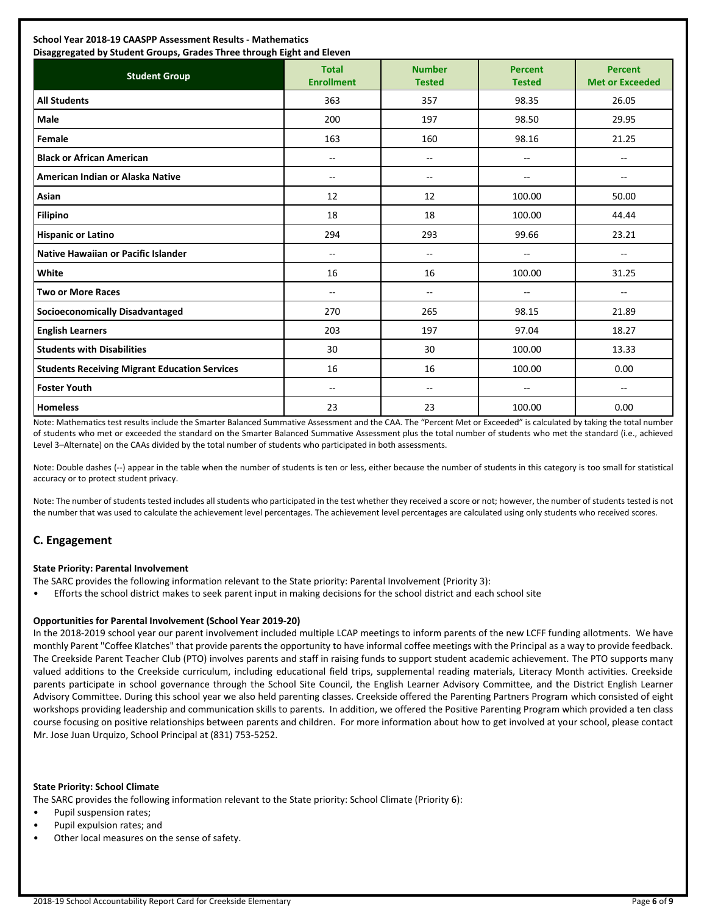**School Year 2018-19 CAASPP Assessment Results - Mathematics**
**Disaggregated by Student Groups, Grades Three through Eight and Eleven**

| Student Group | Total Enrollment | Number Tested | Percent Tested | Percent Met or Exceeded |
|---|---|---|---|---|
| **All Students** | 363 | 357 | 98.35 | 26.05 |
| **Male** | 200 | 197 | 98.50 | 29.95 |
| **Female** | 163 | 160 | 98.16 | 21.25 |
| **Black or African American** | -- | -- | -- | -- |
| **American Indian or Alaska Native** | -- | -- | -- | -- |
| **Asian** | 12 | 12 | 100.00 | 50.00 |
| **Filipino** | 18 | 18 | 100.00 | 44.44 |
| **Hispanic or Latino** | 294 | 293 | 99.66 | 23.21 |
| **Native Hawaiian or Pacific Islander** | -- | -- | -- | -- |
| **White** | 16 | 16 | 100.00 | 31.25 |
| **Two or More Races** | -- | -- | -- | -- |
| **Socioeconomically Disadvantaged** | 270 | 265 | 98.15 | 21.89 |
| **English Learners** | 203 | 197 | 97.04 | 18.27 |
| **Students with Disabilities** | 30 | 30 | 100.00 | 13.33 |
| **Students Receiving Migrant Education Services** | 16 | 16 | 100.00 | 0.00 |
| **Foster Youth** | -- | -- | -- | -- |
| **Homeless** | 23 | 23 | 100.00 | 0.00 |

Note: Mathematics test results include the Smarter Balanced Summative Assessment and the CAA. The "Percent Met or Exceeded" is calculated by taking the total number of students who met or exceeded the standard on the Smarter Balanced Summative Assessment plus the total number of students who met the standard (i.e., achieved Level 3–Alternate) on the CAAs divided by the total number of students who participated in both assessments.

Note: Double dashes (--) appear in the table when the number of students is ten or less, either because the number of students in this category is too small for statistical accuracy or to protect student privacy.

Note: The number of students tested includes all students who participated in the test whether they received a score or not; however, the number of students tested is not the number that was used to calculate the achievement level percentages. The achievement level percentages are calculated using only students who received scores.

## C. Engagement

**State Priority: Parental Involvement**

The SARC provides the following information relevant to the State priority: Parental Involvement (Priority 3):

- Efforts the school district makes to seek parent input in making decisions for the school district and each school site

**Opportunities for Parental Involvement (School Year 2019-20)**

In the 2018-2019 school year our parent involvement included multiple LCAP meetings to inform parents of the new LCFF funding allotments. We have monthly Parent "Coffee Klatches" that provide parents the opportunity to have informal coffee meetings with the Principal as a way to provide feedback. The Creekside Parent Teacher Club (PTO) involves parents and staff in raising funds to support student academic achievement. The PTO supports many valued additions to the Creekside curriculum, including educational field trips, supplemental reading materials, Literacy Month activities. Creekside parents participate in school governance through the School Site Council, the English Learner Advisory Committee, and the District English Learner Advisory Committee. During this school year we also held parenting classes. Creekside offered the Parenting Partners Program which consisted of eight workshops providing leadership and communication skills to parents. In addition, we offered the Positive Parenting Program which provided a ten class course focusing on positive relationships between parents and children. For more information about how to get involved at your school, please contact Mr. Jose Juan Urquizo, School Principal at (831) 753-5252.

**State Priority: School Climate**

The SARC provides the following information relevant to the State priority: School Climate (Priority 6):

- Pupil suspension rates;
- Pupil expulsion rates; and
- Other local measures on the sense of safety.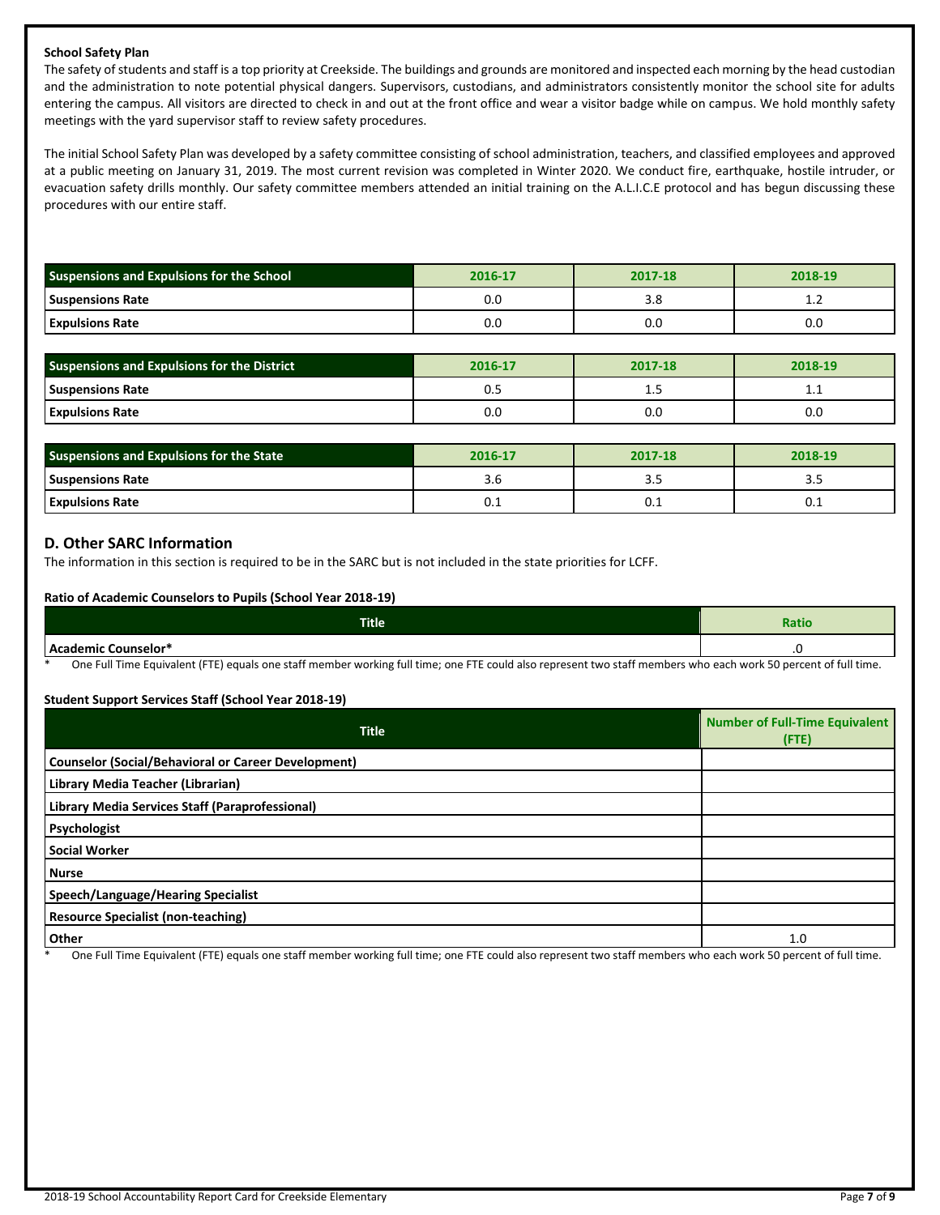**School Safety Plan**

The safety of students and staff is a top priority at Creekside. The buildings and grounds are monitored and inspected each morning by the head custodian and the administration to note potential physical dangers. Supervisors, custodians, and administrators consistently monitor the school site for adults entering the campus. All visitors are directed to check in and out at the front office and wear a visitor badge while on campus. We hold monthly safety meetings with the yard supervisor staff to review safety procedures.

The initial School Safety Plan was developed by a safety committee consisting of school administration, teachers, and classified employees and approved at a public meeting on January 31, 2019. The most current revision was completed in Winter 2020. We conduct fire, earthquake, hostile intruder, or evacuation safety drills monthly. Our safety committee members attended an initial training on the A.L.I.C.E protocol and has begun discussing these procedures with our entire staff.

| Suspensions and Expulsions for the School | 2016-17 | 2017-18 | 2018-19 |
|---|---|---|---|
| Suspensions Rate | 0.0 | 3.8 | 1.2 |
| Expulsions Rate | 0.0 | 0.0 | 0.0 |

| Suspensions and Expulsions for the District | 2016-17 | 2017-18 | 2018-19 |
|---|---|---|---|
| Suspensions Rate | 0.5 | 1.5 | 1.1 |
| Expulsions Rate | 0.0 | 0.0 | 0.0 |

| Suspensions and Expulsions for the State | 2016-17 | 2017-18 | 2018-19 |
|---|---|---|---|
| Suspensions Rate | 3.6 | 3.5 | 3.5 |
| Expulsions Rate | 0.1 | 0.1 | 0.1 |

## D. Other SARC Information

The information in this section is required to be in the SARC but is not included in the state priorities for LCFF.

**Ratio of Academic Counselors to Pupils (School Year 2018-19)**

| Title | Ratio |
|---|---|
| Academic Counselor* | .0 |

\* One Full Time Equivalent (FTE) equals one staff member working full time; one FTE could also represent two staff members who each work 50 percent of full time.

**Student Support Services Staff (School Year 2018-19)**

| Title | Number of Full-Time Equivalent (FTE) |
|---|---|
| Counselor (Social/Behavioral or Career Development) | |
| Library Media Teacher (Librarian) | |
| Library Media Services Staff (Paraprofessional) | |
| Psychologist | |
| Social Worker | |
| Nurse | |
| Speech/Language/Hearing Specialist | |
| Resource Specialist (non-teaching) | |
| Other | 1.0 |

\* One Full Time Equivalent (FTE) equals one staff member working full time; one FTE could also represent two staff members who each work 50 percent of full time.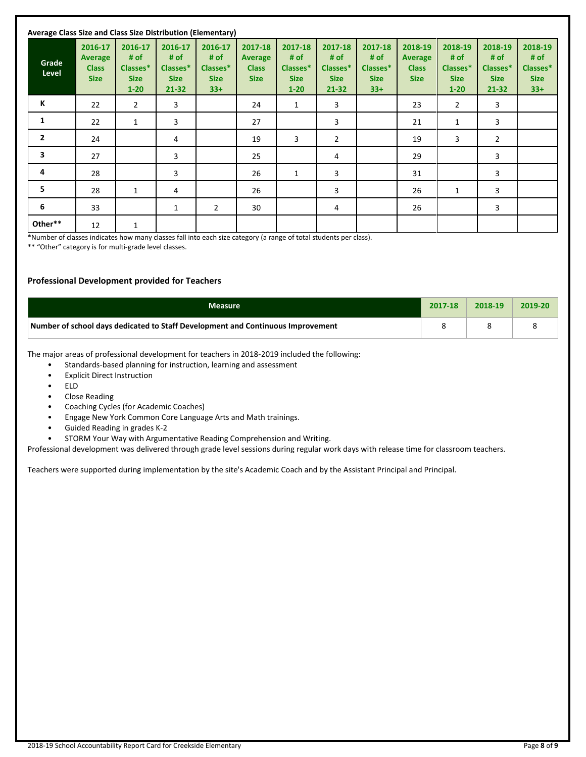**Average Class Size and Class Size Distribution (Elementary)**

| Grade Level | 2016-17 Average Class Size | 2016-17 # of Classes* Size 1-20 | 2016-17 # of Classes* Size 21-32 | 2016-17 # of Classes* Size 33+ | 2017-18 Average Class Size | 2017-18 # of Classes* Size 1-20 | 2017-18 # of Classes* Size 21-32 | 2017-18 # of Classes* Size 33+ | 2018-19 Average Class Size | 2018-19 # of Classes* Size 1-20 | 2018-19 # of Classes* Size 21-32 | 2018-19 # of Classes* Size 33+ |
|---|---|---|---|---|---|---|---|---|---|---|---|---|
| K | 22 | 2 | 3 | | 24 | 1 | 3 | | 23 | 2 | 3 | |
| 1 | 22 | 1 | 3 | | 27 | | 3 | | 21 | 1 | 3 | |
| 2 | 24 | | 4 | | 19 | 3 | 2 | | 19 | 3 | 2 | |
| 3 | 27 | | 3 | | 25 | | 4 | | 29 | | 3 | |
| 4 | 28 | | 3 | | 26 | 1 | 3 | | 31 | | 3 | |
| 5 | 28 | 1 | 4 | | 26 | | 3 | | 26 | 1 | 3 | |
| 6 | 33 | | 1 | 2 | 30 | | 4 | | 26 | | 3 | |
| Other** | 12 | 1 | | | | | | | | | | |

*Number of classes indicates how many classes fall into each size category (a range of total students per class).

** "Other" category is for multi-grade level classes.

## Professional Development provided for Teachers

| Measure | 2017-18 | 2018-19 | 2019-20 |
|---|---|---|---|
| Number of school days dedicated to Staff Development and Continuous Improvement | 8 | 8 | 8 |

The major areas of professional development for teachers in 2018-2019 included the following:

- Standards-based planning for instruction, learning and assessment
- Explicit Direct Instruction
- ELD
- Close Reading
- Coaching Cycles (for Academic Coaches)
- Engage New York Common Core Language Arts and Math trainings.
- Guided Reading in grades K-2
- STORM Your Way with Argumentative Reading Comprehension and Writing.

Professional development was delivered through grade level sessions during regular work days with release time for classroom teachers.

Teachers were supported during implementation by the site's Academic Coach and by the Assistant Principal and Principal.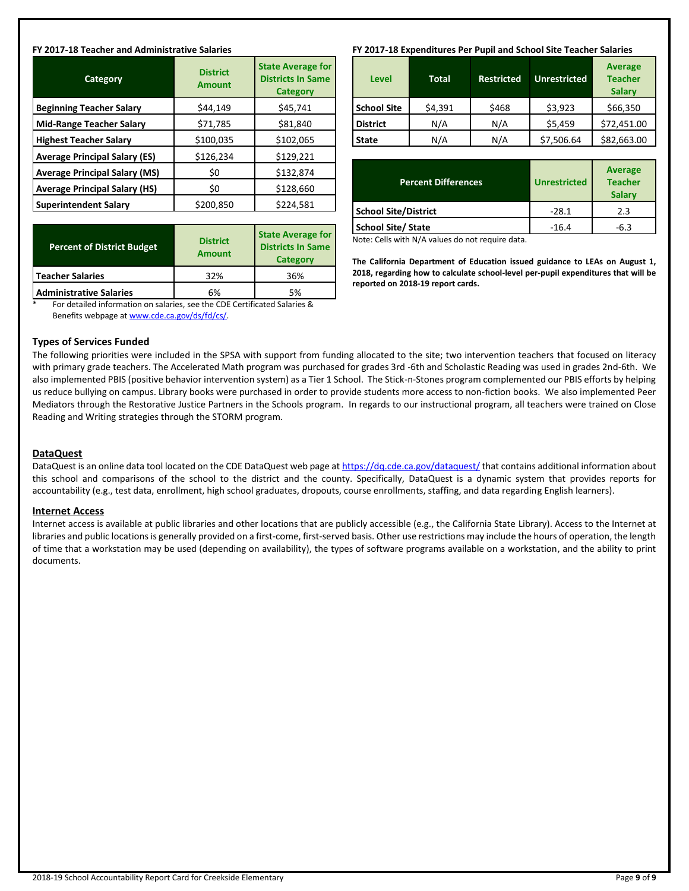**FY 2017-18 Teacher and Administrative Salaries**

| Category | District Amount | State Average for Districts In Same Category |
|---|---|---|
| Beginning Teacher Salary | $44,149 | $45,741 |
| Mid-Range Teacher Salary | $71,785 | $81,840 |
| Highest Teacher Salary | $100,035 | $102,065 |
| Average Principal Salary (ES) | $126,234 | $129,221 |
| Average Principal Salary (MS) | $0 | $132,874 |
| Average Principal Salary (HS) | $0 | $128,660 |
| Superintendent Salary | $200,850 | $224,581 |

| Percent of District Budget | District Amount | State Average for Districts In Same Category |
|---|---|---|
| Teacher Salaries | 32% | 36% |
| Administrative Salaries | 6% | 5% |

\* For detailed information on salaries, see the CDE Certificated Salaries & Benefits webpage at www.cde.ca.gov/ds/fd/cs/.

**FY 2017-18 Expenditures Per Pupil and School Site Teacher Salaries**

| Level | Total | Restricted | Unrestricted | Average Teacher Salary |
|---|---|---|---|---|
| School Site | $4,391 | $468 | $3,923 | $66,350 |
| District | N/A | N/A | $5,459 | $72,451.00 |
| State | N/A | N/A | $7,506.64 | $82,663.00 |

| Percent Differences | Unrestricted | Average Teacher Salary |
|---|---|---|
| School Site/District | -28.1 | 2.3 |
| School Site/ State | -16.4 | -6.3 |

Note: Cells with N/A values do not require data.

**The California Department of Education issued guidance to LEAs on August 1, 2018, regarding how to calculate school-level per-pupil expenditures that will be reported on 2018-19 report cards.**

## Types of Services Funded

The following priorities were included in the SPSA with support from funding allocated to the site; two intervention teachers that focused on literacy with primary grade teachers. The Accelerated Math program was purchased for grades 3rd -6th and Scholastic Reading was used in grades 2nd-6th. We also implemented PBIS (positive behavior intervention system) as a Tier 1 School. The Stick-n-Stones program complemented our PBIS efforts by helping us reduce bullying on campus. Library books were purchased in order to provide students more access to non-fiction books. We also implemented Peer Mediators through the Restorative Justice Partners in the Schools program. In regards to our instructional program, all teachers were trained on Close Reading and Writing strategies through the STORM program.

## DataQuest

DataQuest is an online data tool located on the CDE DataQuest web page at https://dq.cde.ca.gov/dataquest/ that contains additional information about this school and comparisons of the school to the district and the county. Specifically, DataQuest is a dynamic system that provides reports for accountability (e.g., test data, enrollment, high school graduates, dropouts, course enrollments, staffing, and data regarding English learners).

## Internet Access

Internet access is available at public libraries and other locations that are publicly accessible (e.g., the California State Library). Access to the Internet at libraries and public locations is generally provided on a first-come, first-served basis. Other use restrictions may include the hours of operation, the length of time that a workstation may be used (depending on availability), the types of software programs available on a workstation, and the ability to print documents.